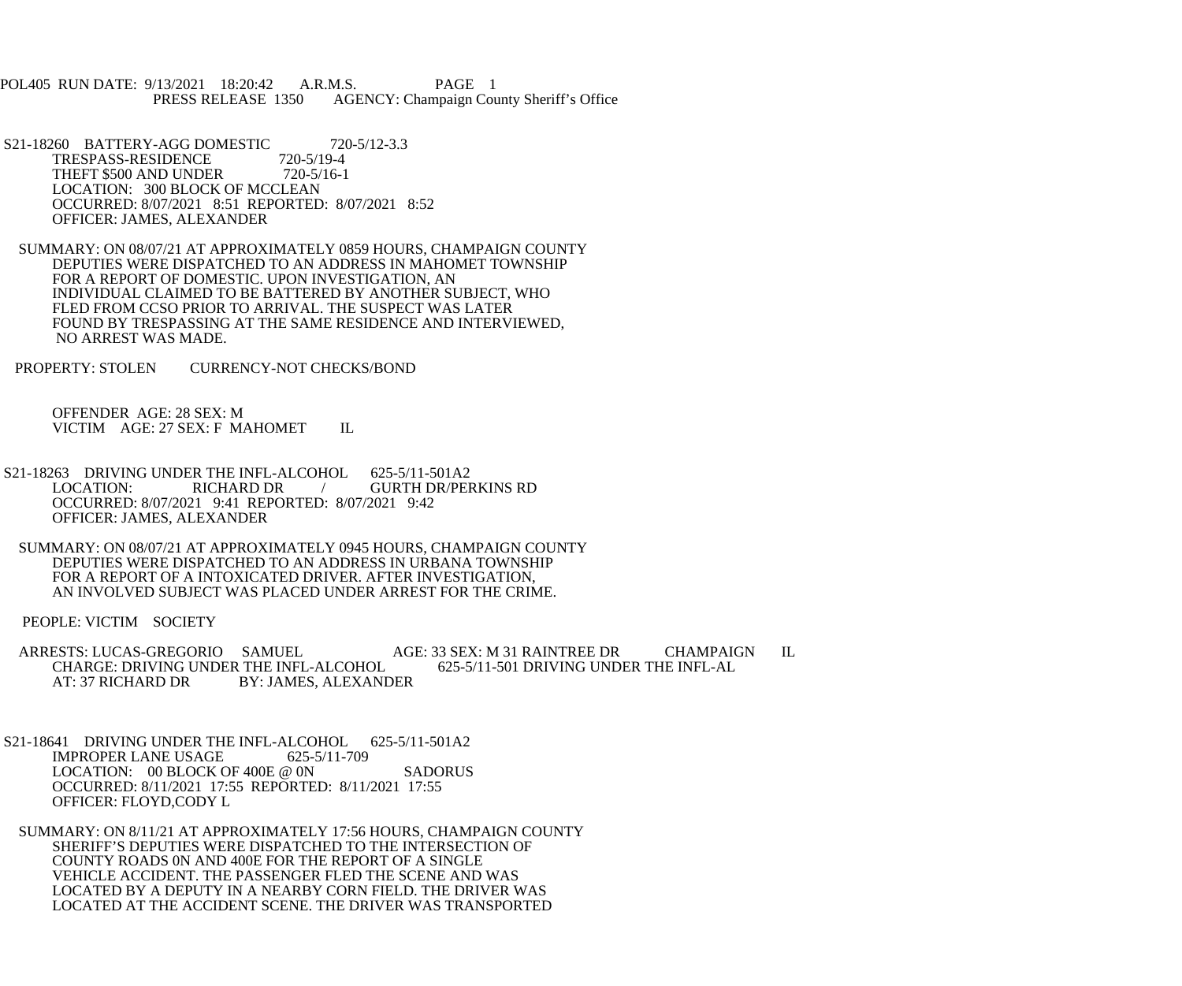POL405 RUN DATE: 9/13/2021 18:20:42 A.R.M.S. PAGE 1
PRESS RELEASE 1350 AGENCY: Champaign County Sheriff's Office

S21-18260 BATTERY-AGG DOMESTIC 720-5/12-3.3
TRESPASS-RESIDENCE 720-5/19-4
THEFT $500 AND UNDER 720-5/16-1
LOCATION: 300 BLOCK OF MCCLEAN
OCCURRED: 8/07/2021 8:51 REPORTED: 8/07/2021 8:52
OFFICER: JAMES, ALEXANDER

SUMMARY: ON 08/07/21 AT APPROXIMATELY 0859 HOURS, CHAMPAIGN COUNTY DEPUTIES WERE DISPATCHED TO AN ADDRESS IN MAHOMET TOWNSHIP FOR A REPORT OF DOMESTIC. UPON INVESTIGATION, AN INDIVIDUAL CLAIMED TO BE BATTERED BY ANOTHER SUBJECT, WHO FLED FROM CCSO PRIOR TO ARRIVAL. THE SUSPECT WAS LATER FOUND BY TRESPASSING AT THE SAME RESIDENCE AND INTERVIEWED, NO ARREST WAS MADE.

PROPERTY: STOLEN CURRENCY-NOT CHECKS/BOND

OFFENDER AGE: 28 SEX: M
VICTIM AGE: 27 SEX: F MAHOMET IL

S21-18263 DRIVING UNDER THE INFL-ALCOHOL 625-5/11-501A2
LOCATION: RICHARD DR / GURTH DR/PERKINS RD
OCCURRED: 8/07/2021 9:41 REPORTED: 8/07/2021 9:42
OFFICER: JAMES, ALEXANDER

SUMMARY: ON 08/07/21 AT APPROXIMATELY 0945 HOURS, CHAMPAIGN COUNTY DEPUTIES WERE DISPATCHED TO AN ADDRESS IN URBANA TOWNSHIP FOR A REPORT OF A INTOXICATED DRIVER. AFTER INVESTIGATION, AN INVOLVED SUBJECT WAS PLACED UNDER ARREST FOR THE CRIME.

PEOPLE: VICTIM SOCIETY

ARRESTS: LUCAS-GREGORIO SAMUEL AGE: 33 SEX: M 31 RAINTREE DR CHAMPAIGN IL
CHARGE: DRIVING UNDER THE INFL-ALCOHOL 625-5/11-501 DRIVING UNDER THE INFL-AL
AT: 37 RICHARD DR BY: JAMES, ALEXANDER

S21-18641 DRIVING UNDER THE INFL-ALCOHOL 625-5/11-501A2
IMPROPER LANE USAGE 625-5/11-709
LOCATION: 00 BLOCK OF 400E @ 0N SADORUS
OCCURRED: 8/11/2021 17:55 REPORTED: 8/11/2021 17:55
OFFICER: FLOYD,CODY L

SUMMARY: ON 8/11/21 AT APPROXIMATELY 17:56 HOURS, CHAMPAIGN COUNTY SHERIFF'S DEPUTIES WERE DISPATCHED TO THE INTERSECTION OF COUNTY ROADS 0N AND 400E FOR THE REPORT OF A SINGLE VEHICLE ACCIDENT. THE PASSENGER FLED THE SCENE AND WAS LOCATED BY A DEPUTY IN A NEARBY CORN FIELD. THE DRIVER WAS LOCATED AT THE ACCIDENT SCENE. THE DRIVER WAS TRANSPORTED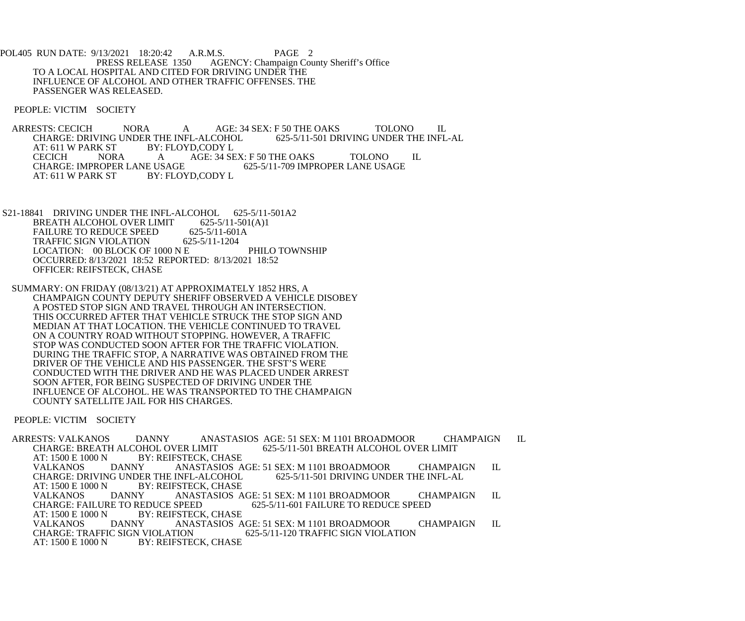TO A LOCAL HOSPITAL AND CITED FOR DRIVING UNDER THE INFLUENCE OF ALCOHOL AND OTHER TRAFFIC OFFENSES. THE PASSENGER WAS RELEASED.

PEOPLE: VICTIM SOCIETY

ARRESTS: CECICH NORA A AGE: 34 SEX: F 50 THE OAKS TOLONO IL
CHARGE: DRIVING UNDER THE INFL-ALCOHOL 625-5/11-501 DRIVING UNDER THE INFL-AL
AT: 611 W PARK ST BY: FLOYD,CODY L
CECICH NORA A AGE: 34 SEX: F 50 THE OAKS TOLONO IL
CHARGE: IMPROPER LANE USAGE 625-5/11-709 IMPROPER LANE USAGE
AT: 611 W PARK ST BY: FLOYD,CODY L

S21-18841 DRIVING UNDER THE INFL-ALCOHOL 625-5/11-501A2
BREATH ALCOHOL OVER LIMIT 625-5/11-501(A)1
FAILURE TO REDUCE SPEED 625-5/11-601A
TRAFFIC SIGN VIOLATION 625-5/11-1204
LOCATION: 00 BLOCK OF 1000 N E PHILO TOWNSHIP
OCCURRED: 8/13/2021 18:52 REPORTED: 8/13/2021 18:52
OFFICER: REIFSTECK, CHASE

SUMMARY: ON FRIDAY (08/13/21) AT APPROXIMATELY 1852 HRS, A CHAMPAIGN COUNTY DEPUTY SHERIFF OBSERVED A VEHICLE DISOBEY A POSTED STOP SIGN AND TRAVEL THROUGH AN INTERSECTION. THIS OCCURRED AFTER THAT VEHICLE STRUCK THE STOP SIGN AND MEDIAN AT THAT LOCATION. THE VEHICLE CONTINUED TO TRAVEL ON A COUNTRY ROAD WITHOUT STOPPING. HOWEVER, A TRAFFIC STOP WAS CONDUCTED SOON AFTER FOR THE TRAFFIC VIOLATION. DURING THE TRAFFIC STOP, A NARRATIVE WAS OBTAINED FROM THE DRIVER OF THE VEHICLE AND HIS PASSENGER. THE SFST'S WERE CONDUCTED WITH THE DRIVER AND HE WAS PLACED UNDER ARREST SOON AFTER, FOR BEING SUSPECTED OF DRIVING UNDER THE INFLUENCE OF ALCOHOL. HE WAS TRANSPORTED TO THE CHAMPAIGN COUNTY SATELLITE JAIL FOR HIS CHARGES.

PEOPLE: VICTIM SOCIETY

ARRESTS: VALKANOS DANNY ANASTASIOS AGE: 51 SEX: M 1101 BROADMOOR CHAMPAIGN IL
CHARGE: BREATH ALCOHOL OVER LIMIT 625-5/11-501 BREATH ALCOHOL OVER LIMIT
AT: 1500 E 1000 N BY: REIFSTECK, CHASE
VALKANOS DANNY ANASTASIOS AGE: 51 SEX: M 1101 BROADMOOR CHAMPAIGN IL
CHARGE: DRIVING UNDER THE INFL-ALCOHOL 625-5/11-501 DRIVING UNDER THE INFL-AL
AT: 1500 E 1000 N BY: REIFSTECK, CHASE
VALKANOS DANNY ANASTASIOS AGE: 51 SEX: M 1101 BROADMOOR CHAMPAIGN IL
CHARGE: FAILURE TO REDUCE SPEED 625-5/11-601 FAILURE TO REDUCE SPEED
AT: 1500 E 1000 N BY: REIFSTECK, CHASE
VALKANOS DANNY ANASTASIOS AGE: 51 SEX: M 1101 BROADMOOR CHAMPAIGN IL
CHARGE: TRAFFIC SIGN VIOLATION 625-5/11-120 TRAFFIC SIGN VIOLATION
AT: 1500 E 1000 N BY: REIFSTECK, CHASE